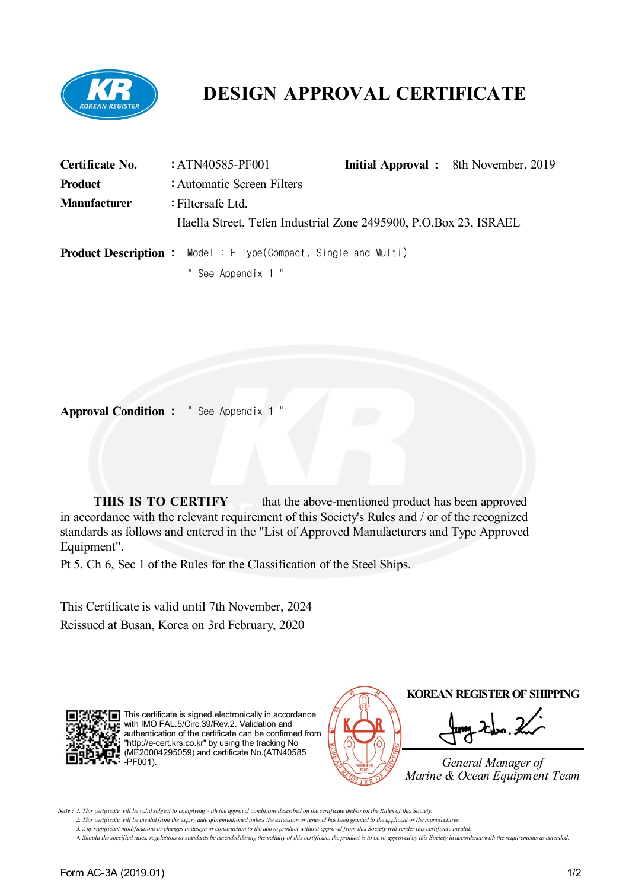# DESIGN APPROVAL CERTIFICATE

**Certificate No.** : ATN40585-PF001 **Initial Approval :** 8th November, 2019

**Product** : Automatic Screen Filters

**Manufacturer** : Filtersafe Ltd.

Haella Street, Tefen Industrial Zone 2495900, P.O.Box 23, ISRAEL

**Product Description :** Model : E Type(Compact, Single and Multi)

" See Appendix 1 "

**Approval Condition :** " See Appendix 1 "

**THIS IS TO CERTIFY** that the above-mentioned product has been approved in accordance with the relevant requirement of this Society's Rules and / or of the recognized standards as follows and entered in the "List of Approved Manufacturers and Type Approved Equipment".

Pt 5, Ch 6, Sec 1 of the Rules for the Classification of the Steel Ships.

This Certificate is valid until 7th November, 2024

Reissued at Busan, Korea on 3rd February, 2020

This certificate is signed electronically in accordance with IMO FAL.5/Circ.39/Rev.2. Validation and authentication of the certificate can be confirmed from "http://e-cert.krs.co.kr" by using the tracking No (ME20004295059) and certificate No.(ATN40585-PF001).

**KOREAN REGISTER OF SHIPPING**

*General Manager of*
*Marine & Ocean Equipment Team*

*Note : 1. This certificate will be valid subject to complying with the approval conditions described on the certificate and/or on the Rules of this Society.*
*2. This certificate will be invalid from the expiry date aforementioned unless the extension or renewal has been granted to the applicant or the manufacturer.*
*3. Any significant modifications or changes in design or construction to the above product without approval from this Society will render this certificate invalid.*
*4. Should the specified rules, regulations or standards be amended during the validity of this certificate, the product is to be re-approved by this Society in accordance with the requirements as amended.*

Form AC-3A (2019.01)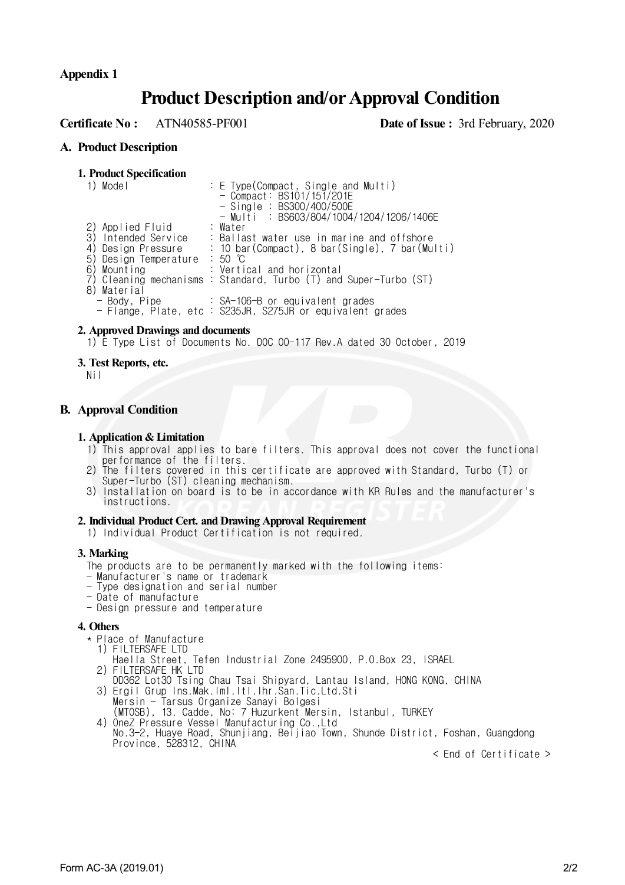**Appendix 1**

# Product Description and/or Approval Condition

**Certificate No :** ATN40585-PF001 **Date of Issue :** 3rd February, 2020

## A. Product Description

### 1. Product Specification

1) Model : E Type(Compact, Single and Multi)
   - Compact: BS101/151/201E
   - Single : BS300/400/500E
   - Multi : BS603/804/1004/1204/1206/1406E
2) Applied Fluid : Water
3) Intended Service : Ballast water use in marine and offshore
4) Design Pressure : 10 bar(Compact), 8 bar(Single), 7 bar(Multi)
5) Design Temperature : 50 ℃
6) Mounting : Vertical and horizontal
7) Cleaning mechanisms : Standard, Turbo (T) and Super-Turbo (ST)
8) Material
   - Body, Pipe : SA-106-B or equivalent grades
   - Flange, Plate, etc : S235JR, S275JR or equivalent grades

### 2. Approved Drawings and documents

1) E Type List of Documents No. DOC 00-117 Rev.A dated 30 October, 2019

### 3. Test Reports, etc.

Nil

## B. Approval Condition

### 1. Application & Limitation

1) This approval applies to bare filters. This approval does not cover the functional performance of the filters.
2) The filters covered in this certificate are approved with Standard, Turbo (T) or Super-Turbo (ST) cleaning mechanism.
3) Installation on board is to be in accordance with KR Rules and the manufacturer's instructions.

### 2. Individual Product Cert. and Drawing Approval Requirement

1) Individual Product Certification is not required.

### 3. Marking

The products are to be permanently marked with the following items:
- Manufacturer's name or trademark
- Type designation and serial number
- Date of manufacture
- Design pressure and temperature

### 4. Others

* Place of Manufacture
  1) FILTERSAFE LTD
     Haella Street, Tefen Industrial Zone 2495900, P.O.Box 23, ISRAEL
  2) FILTERSAFE HK LTD
     DD362 Lot30 Tsing Chau Tsai Shipyard, Lantau Island, HONG KONG, CHINA
  3) Ergil Grup Ins.Mak.Iml.Itl.Ihr.San.Tic.Ltd.Sti
     Mersin - Tarsus Organize Sanayi Bolgesi
     (MTOSB), 13. Cadde, No: 7 Huzurkent Mersin, Istanbul, TURKEY
  4) OneZ Pressure Vessel Manufacturing Co.,Ltd
     No.3-2, Huaye Road, Shunjiang, Beijiao Town, Shunde District, Foshan, Guangdong Province, 528312, CHINA

< End of Certificate >

Form AC-3A (2019.01)